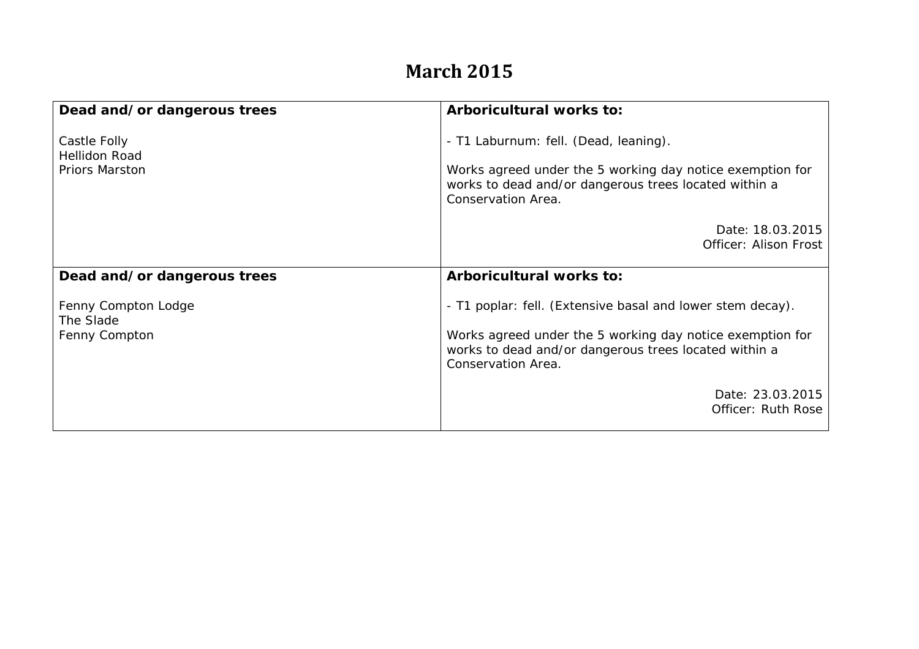# March 2015

| Dead and/or dangerous trees | Arboricultural works to: |
|---|---|
| Castle Folly<br>Hellidon Road<br>Priors Marston | - T1 Laburnum: fell. (Dead, leaning).<br><br>Works agreed under the 5 working day notice exemption for works to dead and/or dangerous trees located within a Conservation Area.<br><br>Date: 18.03.2015<br>Officer: Alison Frost |
| **Dead and/or dangerous trees** | **Arboricultural works to:** |
| Fenny Compton Lodge<br>The Slade<br>Fenny Compton | - T1 poplar: fell. (Extensive basal and lower stem decay).<br><br>Works agreed under the 5 working day notice exemption for works to dead and/or dangerous trees located within a Conservation Area.<br><br>Date: 23.03.2015<br>Officer: Ruth Rose |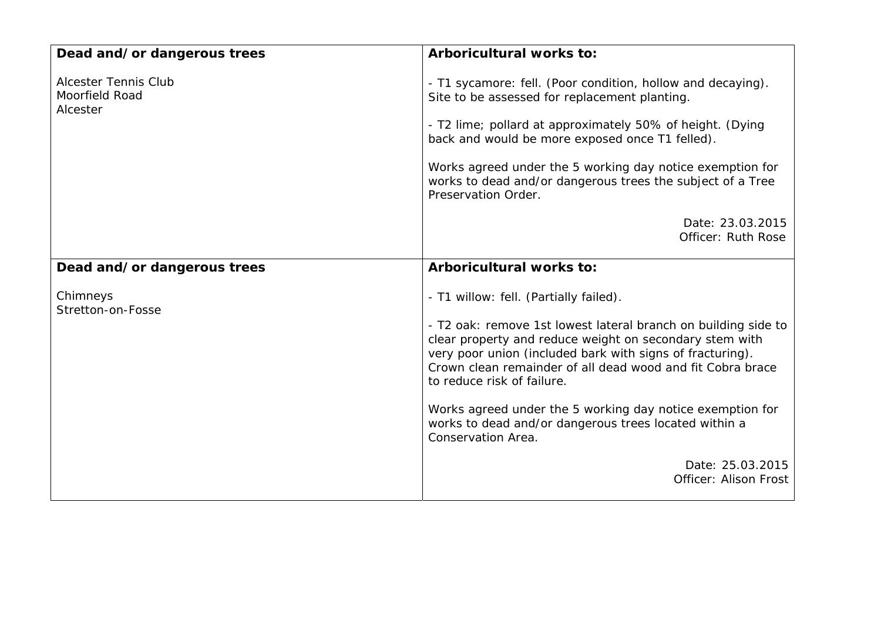| **Dead and/or dangerous trees**<br><br>Alcester Tennis Club<br>Moorfield Road<br>Alcester | **Arboricultural works to:**<br><br>- T1 sycamore: fell. (Poor condition, hollow and decaying). Site to be assessed for replacement planting.<br><br>- T2 lime; pollard at approximately 50% of height. (Dying back and would be more exposed once T1 felled).<br><br>Works agreed under the 5 working day notice exemption for works to dead and/or dangerous trees the subject of a Tree Preservation Order.<br><br>Date: 23.03.2015<br>Officer: Ruth Rose |
|---|---|
| **Dead and/or dangerous trees**<br><br>Chimneys<br>Stretton-on-Fosse | **Arboricultural works to:**<br><br>- T1 willow: fell. (Partially failed).<br><br>- T2 oak: remove 1st lowest lateral branch on building side to clear property and reduce weight on secondary stem with very poor union (included bark with signs of fracturing). Crown clean remainder of all dead wood and fit Cobra brace to reduce risk of failure.<br><br>Works agreed under the 5 working day notice exemption for works to dead and/or dangerous trees located within a Conservation Area.<br><br>Date: 25.03.2015<br>Officer: Alison Frost |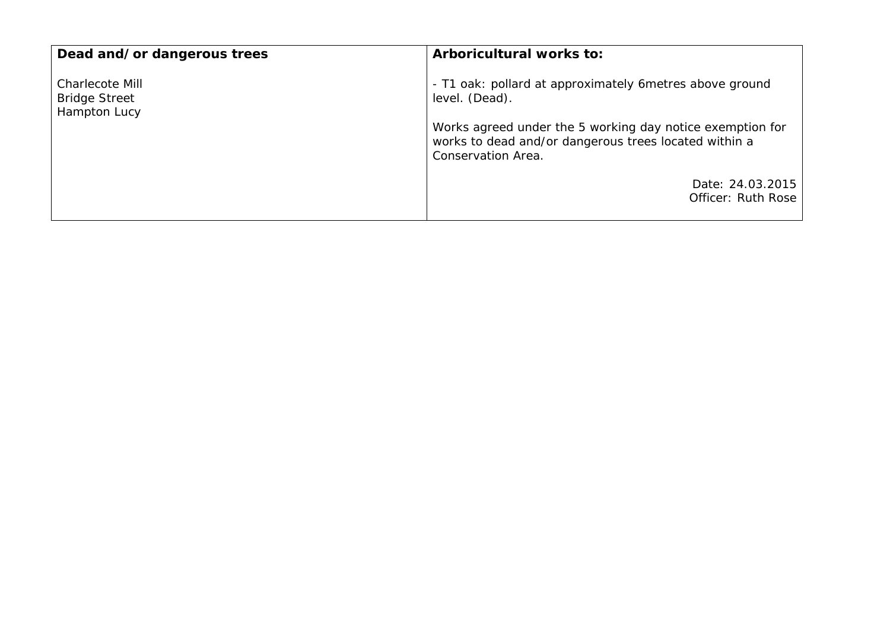| **Dead and/or dangerous trees** | **Arboricultural works to:** |
|---|---|
| Charlecote Mill<br>Bridge Street<br>Hampton Lucy | - T1 oak: pollard at approximately 6metres above ground level. (Dead).<br><br>Works agreed under the 5 working day notice exemption for works to dead and/or dangerous trees located within a Conservation Area.<br><br>Date: 24.03.2015<br>Officer: Ruth Rose |